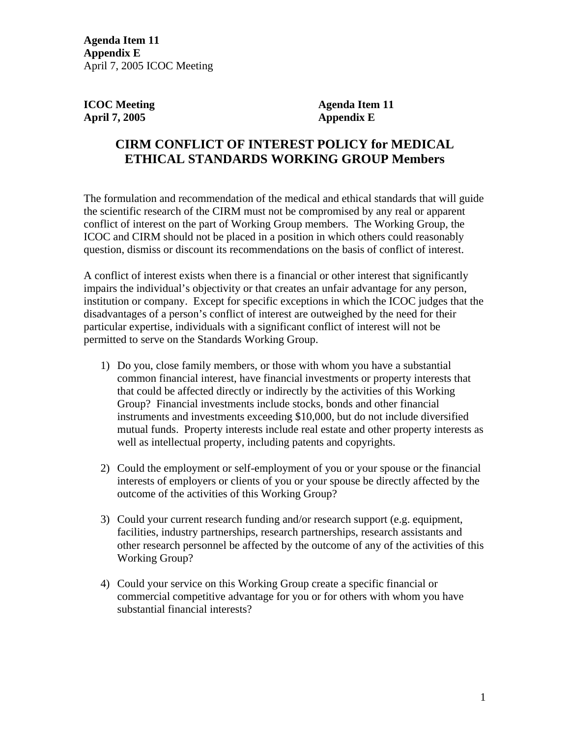**Agenda Item 11**
**Appendix E**
April 7, 2005 ICOC Meeting

**ICOC Meeting** **Agenda Item 11**
**April 7, 2005** **Appendix E**

# CIRM CONFLICT OF INTEREST POLICY for MEDICAL ETHICAL STANDARDS WORKING GROUP Members

The formulation and recommendation of the medical and ethical standards that will guide the scientific research of the CIRM must not be compromised by any real or apparent conflict of interest on the part of Working Group members. The Working Group, the ICOC and CIRM should not be placed in a position in which others could reasonably question, dismiss or discount its recommendations on the basis of conflict of interest.

A conflict of interest exists when there is a financial or other interest that significantly impairs the individual's objectivity or that creates an unfair advantage for any person, institution or company. Except for specific exceptions in which the ICOC judges that the disadvantages of a person's conflict of interest are outweighed by the need for their particular expertise, individuals with a significant conflict of interest will not be permitted to serve on the Standards Working Group.

1) Do you, close family members, or those with whom you have a substantial common financial interest, have financial investments or property interests that that could be affected directly or indirectly by the activities of this Working Group? Financial investments include stocks, bonds and other financial instruments and investments exceeding $10,000, but do not include diversified mutual funds. Property interests include real estate and other property interests as well as intellectual property, including patents and copyrights.

2) Could the employment or self-employment of you or your spouse or the financial interests of employers or clients of you or your spouse be directly affected by the outcome of the activities of this Working Group?

3) Could your current research funding and/or research support (e.g. equipment, facilities, industry partnerships, research partnerships, research assistants and other research personnel be affected by the outcome of any of the activities of this Working Group?

4) Could your service on this Working Group create a specific financial or commercial competitive advantage for you or for others with whom you have substantial financial interests?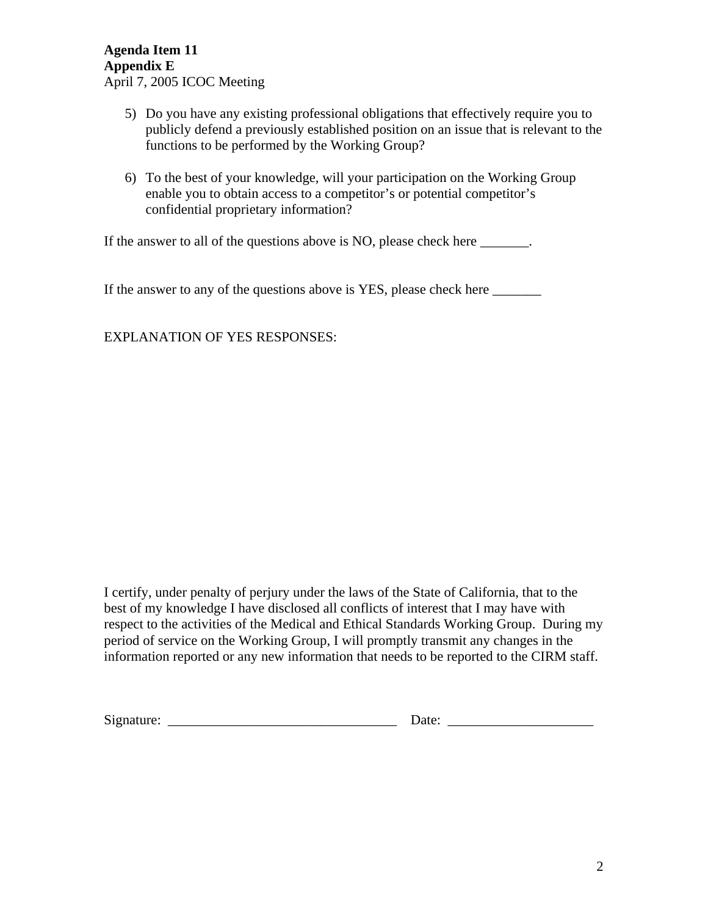**Agenda Item 11**
**Appendix E**
April 7, 2005 ICOC Meeting

5) Do you have any existing professional obligations that effectively require you to publicly defend a previously established position on an issue that is relevant to the functions to be performed by the Working Group?

6) To the best of your knowledge, will your participation on the Working Group enable you to obtain access to a competitor's or potential competitor's confidential proprietary information?

If the answer to all of the questions above is NO, please check here _______.

If the answer to any of the questions above is YES, please check here _______

EXPLANATION OF YES RESPONSES:

I certify, under penalty of perjury under the laws of the State of California, that to the best of my knowledge I have disclosed all conflicts of interest that I may have with respect to the activities of the Medical and Ethical Standards Working Group. During my period of service on the Working Group, I will promptly transmit any changes in the information reported or any new information that needs to be reported to the CIRM staff.

Signature: _________________________________ Date: _____________________